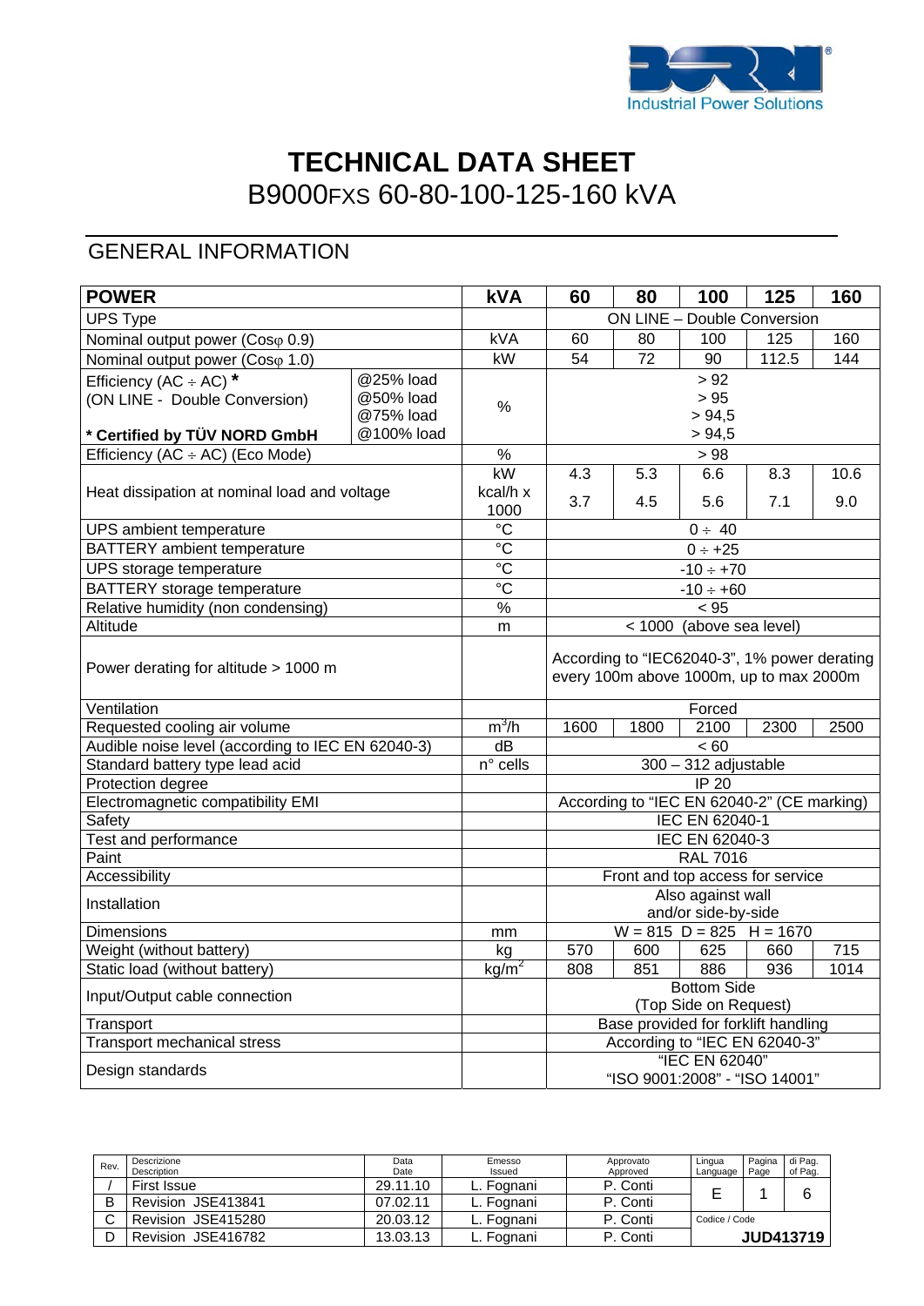# TECHNICAL DATA SHEET

## B9000FXS 60-80-100-125-160 kVA

## GENERAL INFORMATION

| POWER | | kVA | 60 | 80 | 100 | 125 | 160 |
|---|---|---|---|---|---|---|---|
| UPS Type | | | ON LINE – Double Conversion | | | | |
| Nominal output power (Cosφ 0.9) | | kVA | 60 | 80 | 100 | 125 | 160 |
| Nominal output power (Cosφ 1.0) | | kW | 54 | 72 | 90 | 112.5 | 144 |
| Efficiency (AC ÷ AC) * (ON LINE - Double Conversion) | @25% load | % | > 92 | | | | |
| | @50% load | % | > 95 | | | | |
| | @75% load | % | > 94,5 | | | | |
| * Certified by TÜV NORD GmbH | @100% load | % | > 94,5 | | | | |
| Efficiency (AC ÷ AC) (Eco Mode) | | % | > 98 | | | | |
| Heat dissipation at nominal load and voltage | | kW | 4.3 | 5.3 | 6.6 | 8.3 | 10.6 |
| | | kcal/h x 1000 | 3.7 | 4.5 | 5.6 | 7.1 | 9.0 |
| UPS ambient temperature | | °C | 0 ÷ 40 | | | | |
| BATTERY ambient temperature | | °C | 0 ÷ +25 | | | | |
| UPS storage temperature | | °C | -10 ÷ +70 | | | | |
| BATTERY storage temperature | | °C | -10 ÷ +60 | | | | |
| Relative humidity (non condensing) | | % | < 95 | | | | |
| Altitude | | m | < 1000 (above sea level) | | | | |
| Power derating for altitude > 1000 m | | | According to "IEC62040-3", 1% power derating every 100m above 1000m, up to max 2000m | | | | |
| Ventilation | | | Forced | | | | |
| Requested cooling air volume | | $m^3/h$ | 1600 | 1800 | 2100 | 2300 | 2500 |
| Audible noise level (according to IEC EN 62040-3) | | dB | < 60 | | | | |
| Standard battery type lead acid | | n° cells | 300 – 312 adjustable | | | | |
| Protection degree | | | IP 20 | | | | |
| Electromagnetic compatibility EMI | | | According to "IEC EN 62040-2" (CE marking) | | | | |
| Safety | | | IEC EN 62040-1 | | | | |
| Test and performance | | | IEC EN 62040-3 | | | | |
| Paint | | | RAL 7016 | | | | |
| Accessibility | | | Front and top access for service | | | | |
| Installation | | | Also against wall and/or side-by-side | | | | |
| Dimensions | | mm | W = 815 D = 825 H = 1670 | | | | |
| Weight (without battery) | | kg | 570 | 600 | 625 | 660 | 715 |
| Static load (without battery) | | $kg/m^2$ | 808 | 851 | 886 | 936 | 1014 |
| Input/Output cable connection | | | Bottom Side (Top Side on Request) | | | | |
| Transport | | | Base provided for forklift handling | | | | |
| Transport mechanical stress | | | According to "IEC EN 62040-3" | | | | |
| Design standards | | | "IEC EN 62040" "ISO 9001:2008" - "ISO 14001" | | | | |

| Rev. | Descrizione / Description | Data / Date | Emesso / Issued | Approvato / Approved | Lingua / Language | Pagina / Page | di Pag. / of Pag. |
|---|---|---|---|---|---|---|---|
| / | First Issue | 29.11.10 | L. Fognani | P. Conti | E | 1 | 6 |
| B | Revision JSE413841 | 07.02.11 | L. Fognani | P. Conti | | | |
| C | Revision JSE415280 | 20.03.12 | L. Fognani | P. Conti | Codice / Code | | |
| D | Revision JSE416782 | 13.03.13 | L. Fognani | P. Conti | JUD413719 | | |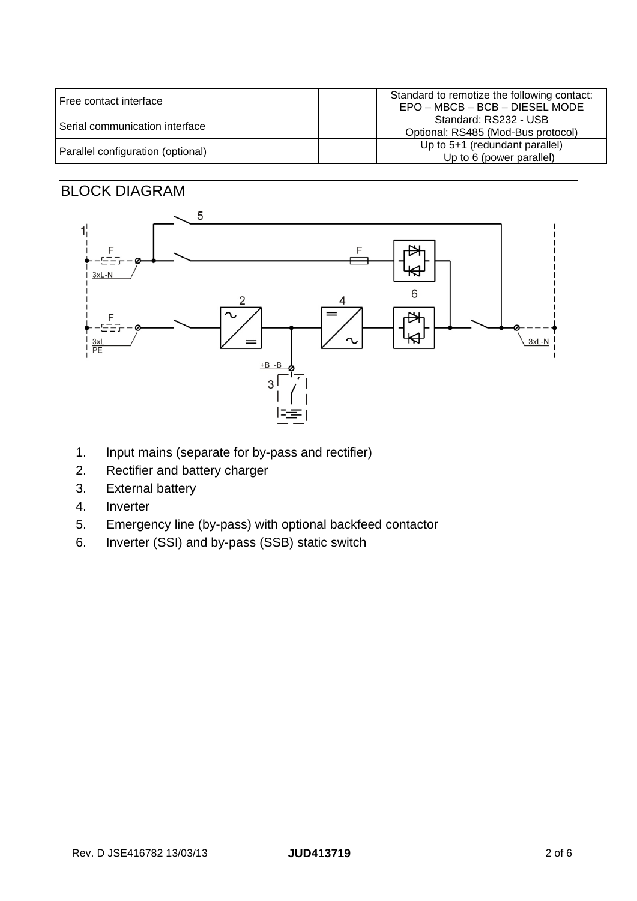| Free contact interface | | Standard to remotize the following contact: EPO – MBCB – BCB – DIESEL MODE |
|---|---|---|
| Serial communication interface | | Standard: RS232 - USB Optional: RS485 (Mod-Bus protocol) |
| Parallel configuration (optional) | | Up to 5+1 (redundant parallel) Up to 6 (power parallel) |

## BLOCK DIAGRAM

1. Input mains (separate for by-pass and rectifier)
2. Rectifier and battery charger
3. External battery
4. Inverter
5. Emergency line (by-pass) with optional backfeed contactor
6. Inverter (SSI) and by-pass (SSB) static switch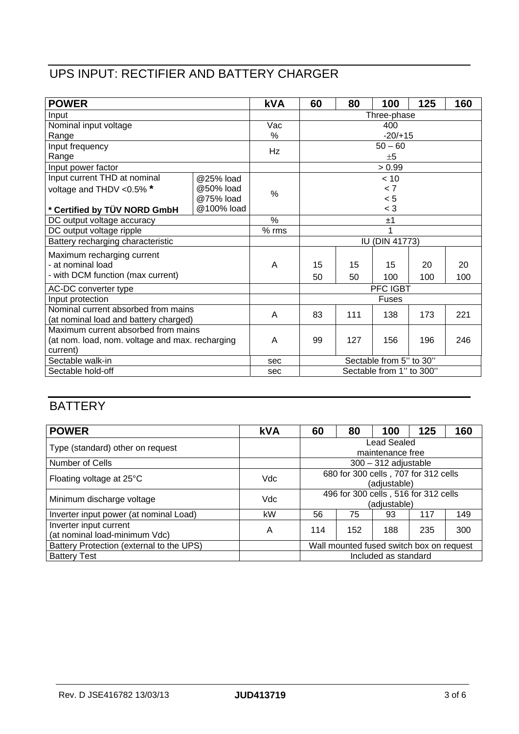# UPS INPUT: RECTIFIER AND BATTERY CHARGER

| POWER | | kVA | 60 | 80 | 100 | 125 | 160 |
|---|---|---|---|---|---|---|---|
| Input | | | Three-phase | | | | |
| Nominal input voltage<br>Range | | Vac<br>% | 400<br>-20/+15 | | | | |
| Input frequency<br>Range | | Hz | 50 – 60<br>±5 | | | | |
| Input power factor | | | > 0.99 | | | | |
| Input current THD at nominal voltage and THDV <0.5% *<br><br>**\* Certified by TÜV NORD GmbH** | @25% load<br>@50% load<br>@75% load<br>@100% load | % | < 10<br>< 7<br>< 5<br>< 3 | | | | |
| DC output voltage accuracy | | % | ±1 | | | | |
| DC output voltage ripple | | % rms | 1 | | | | |
| Battery recharging characteristic | | | IU (DIN 41773) | | | | |
| Maximum recharging current<br>- at nominal load<br>- with DCM function (max current) | | A | 15<br>50 | 15<br>50 | 15<br>100 | 20<br>100 | 20<br>100 |
| AC-DC converter type | | | PFC IGBT | | | | |
| Input protection | | | Fuses | | | | |
| Nominal current absorbed from mains (at nominal load and battery charged) | | A | 83 | 111 | 138 | 173 | 221 |
| Maximum current absorbed from mains (at nom. load, nom. voltage and max. recharging current) | | A | 99 | 127 | 156 | 196 | 246 |
| Sectable walk-in | | sec | Sectable from 5'' to 30'' | | | | |
| Sectable hold-off | | sec | Sectable from 1'' to 300'' | | | | |

# BATTERY

| POWER | kVA | 60 | 80 | 100 | 125 | 160 |
|---|---|---|---|---|---|---|
| Type (standard) other on request | | Lead Sealed maintenance free | | | | |
| Number of Cells | | 300 – 312 adjustable | | | | |
| Floating voltage at 25°C | Vdc | 680 for 300 cells , 707 for 312 cells (adjustable) | | | | |
| Minimum discharge voltage | Vdc | 496 for 300 cells , 516 for 312 cells (adjustable) | | | | |
| Inverter input power (at nominal Load) | kW | 56 | 75 | 93 | 117 | 149 |
| Inverter input current (at nominal load-minimum Vdc) | A | 114 | 152 | 188 | 235 | 300 |
| Battery Protection (external to the UPS) | | Wall mounted fused switch box on request | | | | |
| Battery Test | | Included as standard | | | | |

Rev. D JSE416782 13/03/13 **JUD413719**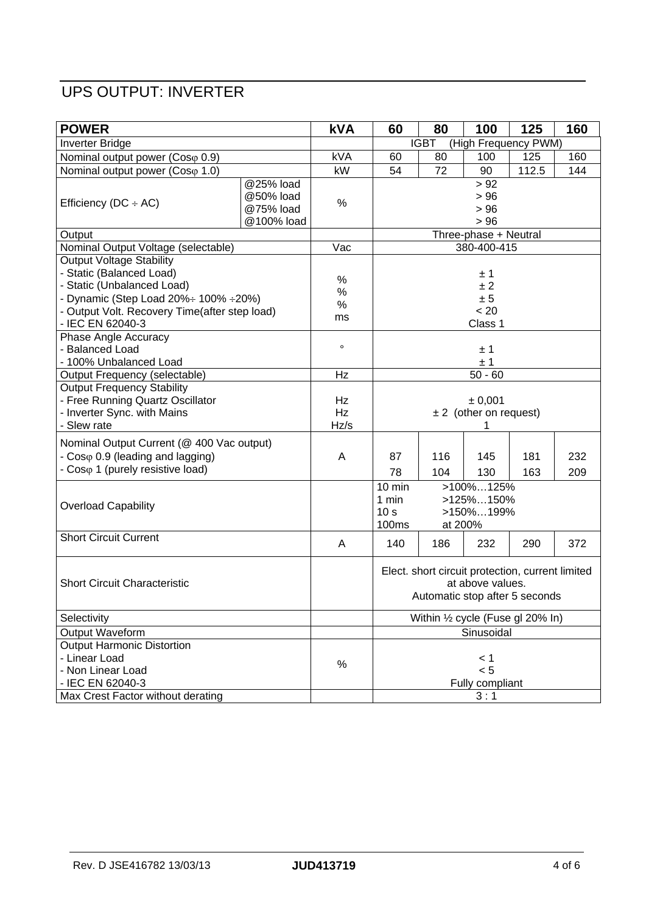# UPS OUTPUT: INVERTER

| POWER | | kVA | 60 | 80 | 100 | 125 | 160 |
|---|---|---|---|---|---|---|---|
| Inverter Bridge | | | IGBT (High Frequency PWM) | | | | |
| Nominal output power (Cosφ 0.9) | | kVA | 60 | 80 | 100 | 125 | 160 |
| Nominal output power (Cosφ 1.0) | | kW | 54 | 72 | 90 | 112.5 | 144 |
| Efficiency (DC ÷ AC) | @25% load<br>@50% load<br>@75% load<br>@100% load | % | > 92<br>> 96<br>> 96<br>> 96 | | | | |
| Output | | | Three-phase + Neutral | | | | |
| Nominal Output Voltage (selectable) | | Vac | 380-400-415 | | | | |
| Output Voltage Stability<br>- Static (Balanced Load)<br>- Static (Unbalanced Load)<br>- Dynamic (Step Load 20%÷ 100% ÷20%)<br>- Output Volt. Recovery Time(after step load)<br>- IEC EN 62040-3 | | %<br>%<br>%<br>ms | ± 1<br>± 2<br>± 5<br>< 20<br>Class 1 | | | | |
| Phase Angle Accuracy<br>- Balanced Load<br>- 100% Unbalanced Load | | ° | ± 1<br>± 1 | | | | |
| Output Frequency (selectable) | | Hz | 50 - 60 | | | | |
| Output Frequency Stability<br>- Free Running Quartz Oscillator<br>- Inverter Sync. with Mains<br>- Slew rate | | Hz<br>Hz<br>Hz/s | ± 0,001<br>± 2 (other on request)<br>1 | | | | |
| Nominal Output Current (@ 400 Vac output)<br>- Cosφ 0.9 (leading and lagging)<br>- Cosφ 1 (purely resistive load) | | A | 87<br>78 | 116<br>104 | 145<br>130 | 181<br>163 | 232<br>209 |
| Overload Capability | | | 10 min >100%…125%<br>1 min >125%…150%<br>10 s >150%…199%<br>100ms at 200% | | | | |
| Short Circuit Current | | A | 140 | 186 | 232 | 290 | 372 |
| Short Circuit Characteristic | | | Elect. short circuit protection, current limited at above values.<br>Automatic stop after 5 seconds | | | | |
| Selectivity | | | Within ½ cycle (Fuse gl 20% In) | | | | |
| Output Waveform | | | Sinusoidal | | | | |
| Output Harmonic Distortion<br>- Linear Load<br>- Non Linear Load<br>- IEC EN 62040-3 | | % | < 1<br>< 5<br>Fully compliant | | | | |
| Max Crest Factor without derating | | | 3 : 1 | | | | |

Rev. D JSE416782 13/03/13 **JUD413719**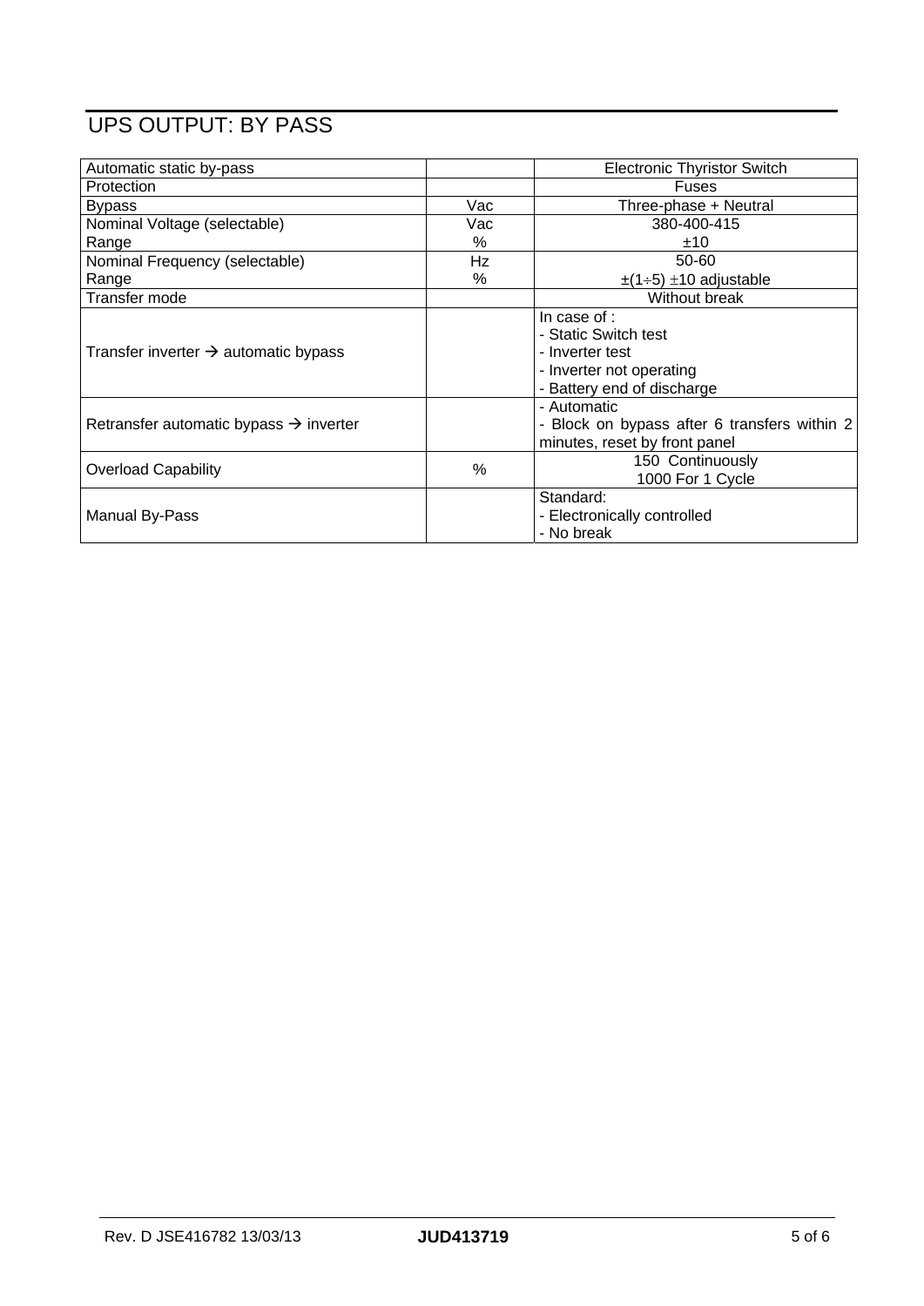# UPS OUTPUT: BY PASS

| | | |
|---|---|---|
| Automatic static by-pass | | Electronic Thyristor Switch |
| Protection | | Fuses |
| Bypass | Vac | Three-phase + Neutral |
| Nominal Voltage (selectable)<br>Range | Vac<br>% | 380-400-415<br>±10 |
| Nominal Frequency (selectable)<br>Range | Hz<br>% | 50-60<br>±(1÷5) ±10 adjustable |
| Transfer mode | | Without break |
| Transfer inverter → automatic bypass | | In case of :<br>- Static Switch test<br>- Inverter test<br>- Inverter not operating<br>- Battery end of discharge |
| Retransfer automatic bypass → inverter | | - Automatic<br>- Block on bypass after 6 transfers within 2 minutes, reset by front panel |
| Overload Capability | % | 150 Continuously<br>1000 For 1 Cycle |
| Manual By-Pass | | Standard:<br>- Electronically controlled<br>- No break |

Rev. D JSE416782 13/03/13 **JUD413719**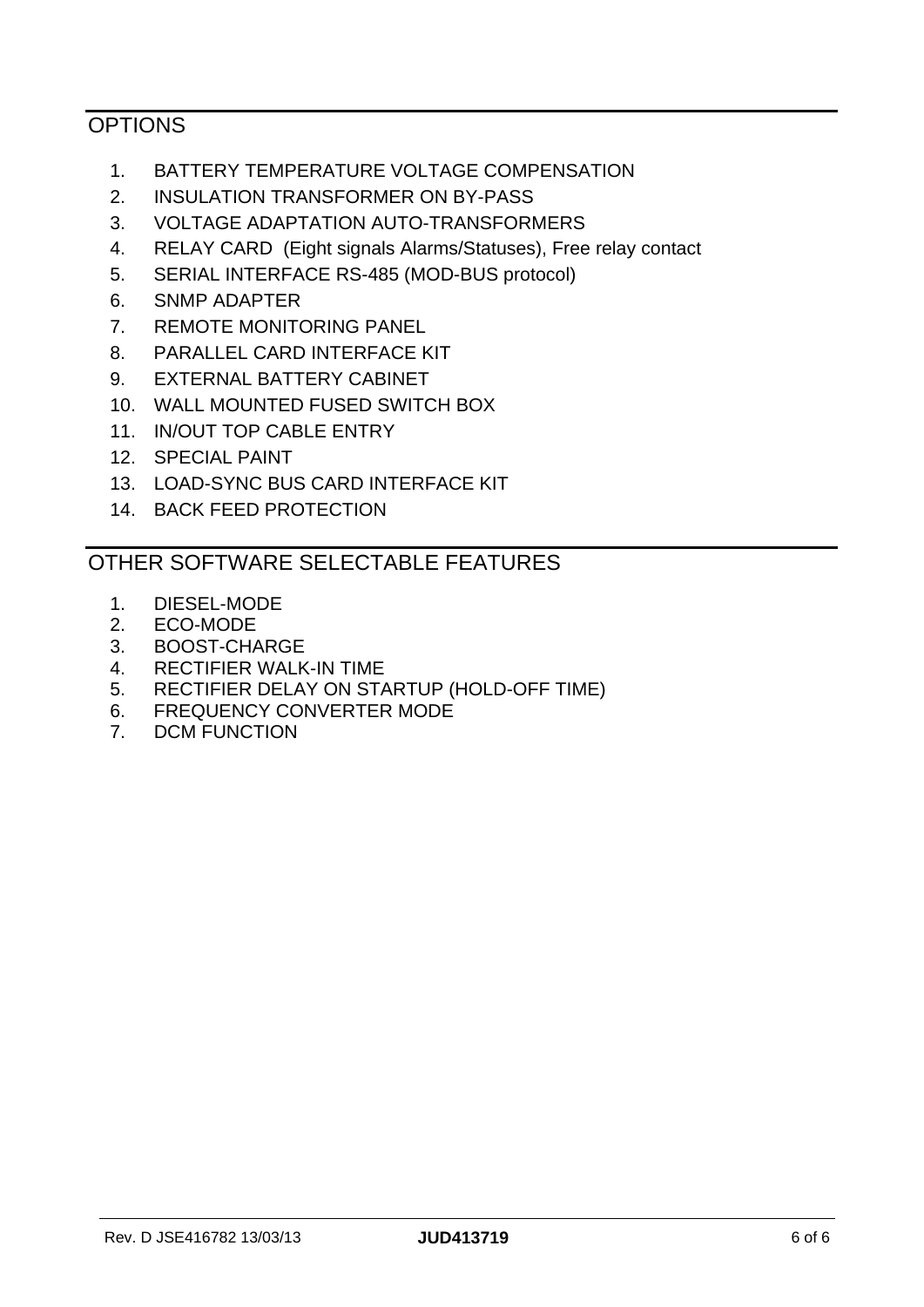## OPTIONS

1. BATTERY TEMPERATURE VOLTAGE COMPENSATION
2. INSULATION TRANSFORMER ON BY-PASS
3. VOLTAGE ADAPTATION AUTO-TRANSFORMERS
4. RELAY CARD (Eight signals Alarms/Statuses), Free relay contact
5. SERIAL INTERFACE RS-485 (MOD-BUS protocol)
6. SNMP ADAPTER
7. REMOTE MONITORING PANEL
8. PARALLEL CARD INTERFACE KIT
9. EXTERNAL BATTERY CABINET
10. WALL MOUNTED FUSED SWITCH BOX
11. IN/OUT TOP CABLE ENTRY
12. SPECIAL PAINT
13. LOAD-SYNC BUS CARD INTERFACE KIT
14. BACK FEED PROTECTION

## OTHER SOFTWARE SELECTABLE FEATURES

1. DIESEL-MODE
2. ECO-MODE
3. BOOST-CHARGE
4. RECTIFIER WALK-IN TIME
5. RECTIFIER DELAY ON STARTUP (HOLD-OFF TIME)
6. FREQUENCY CONVERTER MODE
7. DCM FUNCTION